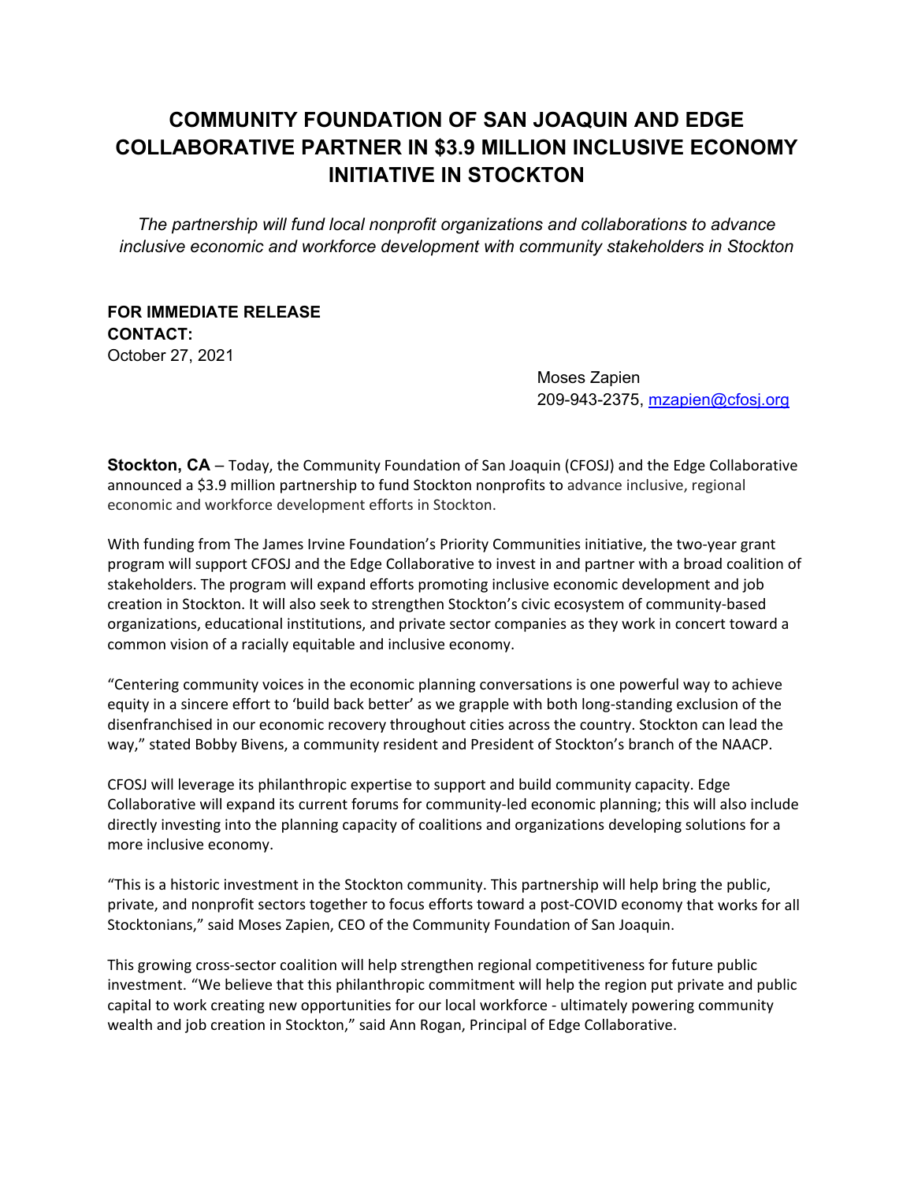# COMMUNITY FOUNDATION OF SAN JOAQUIN AND EDGE COLLABORATIVE PARTNER IN $3.9 MILLION INCLUSIVE ECONOMY INITIATIVE IN STOCKTON

*The partnership will fund local nonprofit organizations and collaborations to advance inclusive economic and workforce development with community stakeholders in Stockton*

**FOR IMMEDIATE RELEASE**
**CONTACT:**
October 27, 2021

Moses Zapien
209-943-2375, mzapien@cfosj.org

**Stockton, CA** – Today, the Community Foundation of San Joaquin (CFOSJ) and the Edge Collaborative announced a $3.9 million partnership to fund Stockton nonprofits to advance inclusive, regional economic and workforce development efforts in Stockton.

With funding from The James Irvine Foundation's Priority Communities initiative, the two-year grant program will support CFOSJ and the Edge Collaborative to invest in and partner with a broad coalition of stakeholders. The program will expand efforts promoting inclusive economic development and job creation in Stockton. It will also seek to strengthen Stockton's civic ecosystem of community-based organizations, educational institutions, and private sector companies as they work in concert toward a common vision of a racially equitable and inclusive economy.

"Centering community voices in the economic planning conversations is one powerful way to achieve equity in a sincere effort to 'build back better' as we grapple with both long-standing exclusion of the disenfranchised in our economic recovery throughout cities across the country. Stockton can lead the way," stated Bobby Bivens, a community resident and President of Stockton's branch of the NAACP.

CFOSJ will leverage its philanthropic expertise to support and build community capacity. Edge Collaborative will expand its current forums for community-led economic planning; this will also include directly investing into the planning capacity of coalitions and organizations developing solutions for a more inclusive economy.

"This is a historic investment in the Stockton community. This partnership will help bring the public, private, and nonprofit sectors together to focus efforts toward a post-COVID economy that works for all Stocktonians," said Moses Zapien, CEO of the Community Foundation of San Joaquin.

This growing cross-sector coalition will help strengthen regional competitiveness for future public investment. "We believe that this philanthropic commitment will help the region put private and public capital to work creating new opportunities for our local workforce - ultimately powering community wealth and job creation in Stockton," said Ann Rogan, Principal of Edge Collaborative.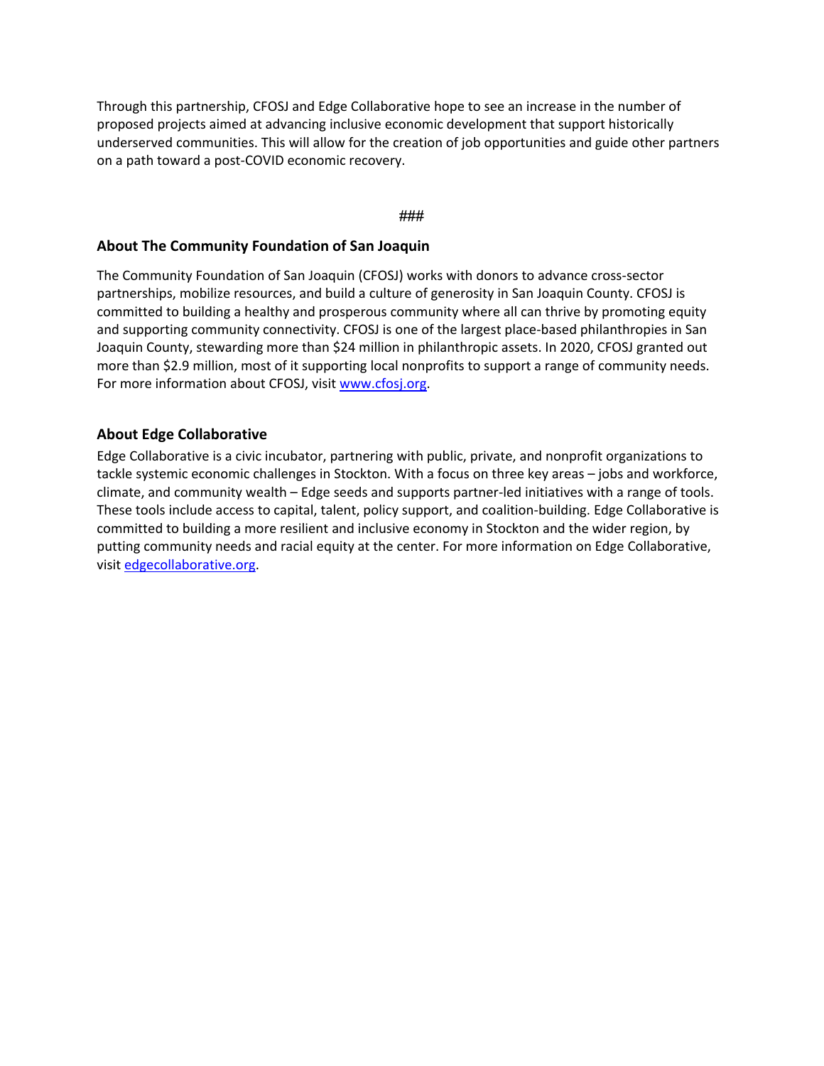Through this partnership, CFOSJ and Edge Collaborative hope to see an increase in the number of proposed projects aimed at advancing inclusive economic development that support historically underserved communities. This will allow for the creation of job opportunities and guide other partners on a path toward a post-COVID economic recovery.

###

## About The Community Foundation of San Joaquin

The Community Foundation of San Joaquin (CFOSJ) works with donors to advance cross-sector partnerships, mobilize resources, and build a culture of generosity in San Joaquin County. CFOSJ is committed to building a healthy and prosperous community where all can thrive by promoting equity and supporting community connectivity. CFOSJ is one of the largest place-based philanthropies in San Joaquin County, stewarding more than $24 million in philanthropic assets. In 2020, CFOSJ granted out more than $2.9 million, most of it supporting local nonprofits to support a range of community needs. For more information about CFOSJ, visit [www.cfosj.org](http://www.cfosj.org).

## About Edge Collaborative

Edge Collaborative is a civic incubator, partnering with public, private, and nonprofit organizations to tackle systemic economic challenges in Stockton. With a focus on three key areas – jobs and workforce, climate, and community wealth – Edge seeds and supports partner-led initiatives with a range of tools. These tools include access to capital, talent, policy support, and coalition-building. Edge Collaborative is committed to building a more resilient and inclusive economy in Stockton and the wider region, by putting community needs and racial equity at the center. For more information on Edge Collaborative, visit [edgecollaborative.org](http://edgecollaborative.org).